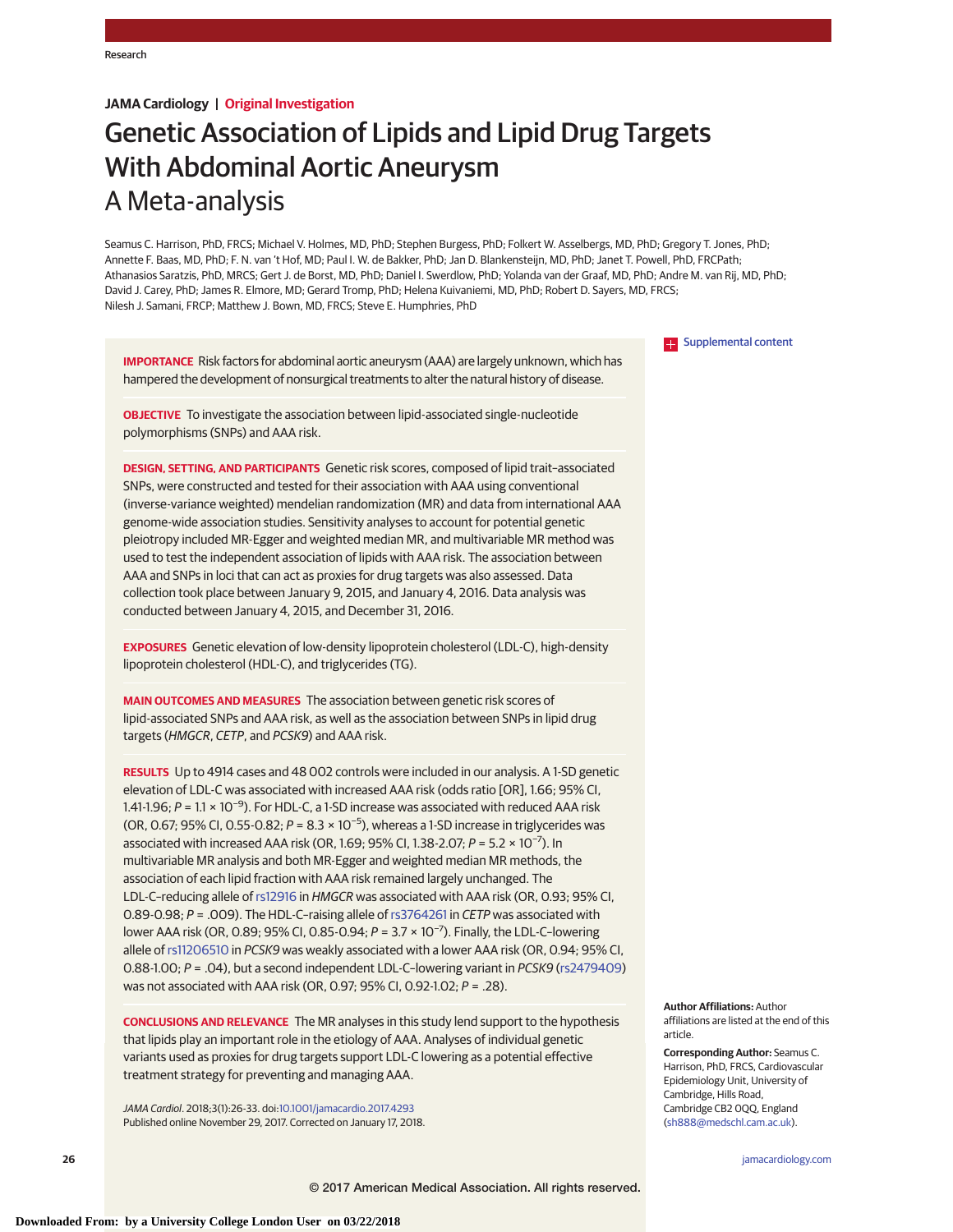Research

**JAMA Cardiology | Original Investigation**

# Genetic Association of Lipids and Lipid Drug Targets With Abdominal Aortic Aneurysm
## A Meta-analysis

Seamus C. Harrison, PhD, FRCS; Michael V. Holmes, MD, PhD; Stephen Burgess, PhD; Folkert W. Asselbergs, MD, PhD; Gregory T. Jones, PhD; Annette F. Baas, MD, PhD; F. N. van 't Hof, MD; Paul I. W. de Bakker, PhD; Jan D. Blankensteijn, MD, PhD; Janet T. Powell, PhD, FRCPath; Athanasios Saratzis, PhD, MRCS; Gert J. de Borst, MD, PhD; Daniel I. Swerdlow, PhD; Yolanda van der Graaf, MD, PhD; Andre M. van Rij, MD, PhD; David J. Carey, PhD; James R. Elmore, MD; Gerard Tromp, PhD; Helena Kuivaniemi, MD, PhD; Robert D. Sayers, MD, FRCS; Nilesh J. Samani, FRCP; Matthew J. Bown, MD, FRCS; Steve E. Humphries, PhD

**IMPORTANCE** Risk factors for abdominal aortic aneurysm (AAA) are largely unknown, which has hampered the development of nonsurgical treatments to alter the natural history of disease.

**OBJECTIVE** To investigate the association between lipid-associated single-nucleotide polymorphisms (SNPs) and AAA risk.

**DESIGN, SETTING, AND PARTICIPANTS** Genetic risk scores, composed of lipid trait–associated SNPs, were constructed and tested for their association with AAA using conventional (inverse-variance weighted) mendelian randomization (MR) and data from international AAA genome-wide association studies. Sensitivity analyses to account for potential genetic pleiotropy included MR-Egger and weighted median MR, and multivariable MR method was used to test the independent association of lipids with AAA risk. The association between AAA and SNPs in loci that can act as proxies for drug targets was also assessed. Data collection took place between January 9, 2015, and January 4, 2016. Data analysis was conducted between January 4, 2015, and December 31, 2016.

**EXPOSURES** Genetic elevation of low-density lipoprotein cholesterol (LDL-C), high-density lipoprotein cholesterol (HDL-C), and triglycerides (TG).

**MAIN OUTCOMES AND MEASURES** The association between genetic risk scores of lipid-associated SNPs and AAA risk, as well as the association between SNPs in lipid drug targets (*HMGCR*, *CETP*, and *PCSK9*) and AAA risk.

**RESULTS** Up to 4914 cases and 48 002 controls were included in our analysis. A 1-SD genetic elevation of LDL-C was associated with increased AAA risk (odds ratio [OR], 1.66; 95% CI, 1.41-1.96; $P = 1.1 \times 10^{-9}$). For HDL-C, a 1-SD increase was associated with reduced AAA risk (OR, 0.67; 95% CI, 0.55-0.82; $P = 8.3 \times 10^{-5}$), whereas a 1-SD increase in triglycerides was associated with increased AAA risk (OR, 1.69; 95% CI, 1.38-2.07; $P = 5.2 \times 10^{-7}$). In multivariable MR analysis and both MR-Egger and weighted median MR methods, the association of each lipid fraction with AAA risk remained largely unchanged. The LDL-C–reducing allele of rs12916 in *HMGCR* was associated with AAA risk (OR, 0.93; 95% CI, 0.89-0.98; $P = .009$). The HDL-C–raising allele of rs3764261 in *CETP* was associated with lower AAA risk (OR, 0.89; 95% CI, 0.85-0.94; $P = 3.7 \times 10^{-7}$). Finally, the LDL-C–lowering allele of rs11206510 in *PCSK9* was weakly associated with a lower AAA risk (OR, 0.94; 95% CI, 0.88-1.00; $P = .04$), but a second independent LDL-C–lowering variant in *PCSK9* (rs2479409) was not associated with AAA risk (OR, 0.97; 95% CI, 0.92-1.02; $P = .28$).

**CONCLUSIONS AND RELEVANCE** The MR analyses in this study lend support to the hypothesis that lipids play an important role in the etiology of AAA. Analyses of individual genetic variants used as proxies for drug targets support LDL-C lowering as a potential effective treatment strategy for preventing and managing AAA.

*JAMA Cardiol*. 2018;3(1):26-33. doi:10.1001/jamacardio.2017.4293
Published online November 29, 2017. Corrected on January 17, 2018.

Supplemental content

**Author Affiliations:** Author affiliations are listed at the end of this article.

**Corresponding Author:** Seamus C. Harrison, PhD, FRCS, Cardiovascular Epidemiology Unit, University of Cambridge, Hills Road, Cambridge CB2 0QQ, England (sh888@medschl.cam.ac.uk).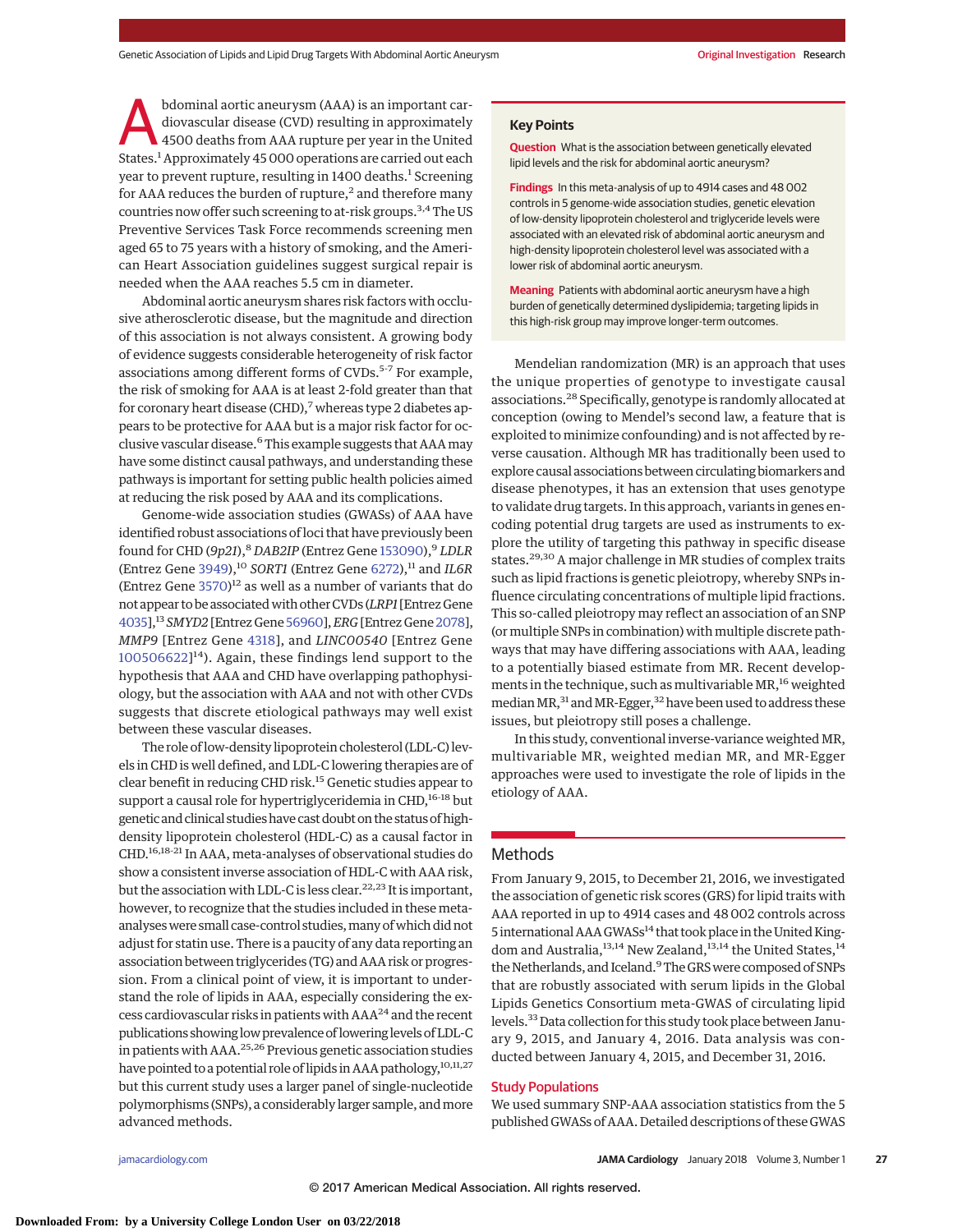Abdominal aortic aneurysm (AAA) is an important cardiovascular disease (CVD) resulting in approximately 4500 deaths from AAA rupture per year in the United States.[1] Approximately 45 000 operations are carried out each year to prevent rupture, resulting in 1400 deaths.[1] Screening for AAA reduces the burden of rupture,[2] and therefore many countries now offer such screening to at-risk groups.[3,4] The US Preventive Services Task Force recommends screening men aged 65 to 75 years with a history of smoking, and the American Heart Association guidelines suggest surgical repair is needed when the AAA reaches 5.5 cm in diameter.

Abdominal aortic aneurysm shares risk factors with occlusive atherosclerotic disease, but the magnitude and direction of this association is not always consistent. A growing body of evidence suggests considerable heterogeneity of risk factor associations among different forms of CVDs.[5-7] For example, the risk of smoking for AAA is at least 2-fold greater than that for coronary heart disease (CHD),[7] whereas type 2 diabetes appears to be protective for AAA but is a major risk factor for occlusive vascular disease.[6] This example suggests that AAA may have some distinct causal pathways, and understanding these pathways is important for setting public health policies aimed at reducing the risk posed by AAA and its complications.

Genome-wide association studies (GWASs) of AAA have identified robust associations of loci that have previously been found for CHD (*9p21*),[8] *DAB2IP* (Entrez Gene 153090),[9] *LDLR* (Entrez Gene 3949),[10] *SORT1* (Entrez Gene 6272),[11] and *IL6R* (Entrez Gene 3570)[12] as well as a number of variants that do not appear to be associated with other CVDs (*LRP1* [Entrez Gene 4035],[13] *SMYD2* [Entrez Gene 56960], *ERG* [Entrez Gene 2078], *MMP9* [Entrez Gene 4318], and *LINC00540* [Entrez Gene 100506622][14]). Again, these findings lend support to the hypothesis that AAA and CHD have overlapping pathophysiology, but the association with AAA and not with other CVDs suggests that discrete etiological pathways may well exist between these vascular diseases.

The role of low-density lipoprotein cholesterol (LDL-C) levels in CHD is well defined, and LDL-C lowering therapies are of clear benefit in reducing CHD risk.[15] Genetic studies appear to support a causal role for hypertriglyceridemia in CHD,[16-18] but genetic and clinical studies have cast doubt on the status of high-density lipoprotein cholesterol (HDL-C) as a causal factor in CHD.[16,18-21] In AAA, meta-analyses of observational studies do show a consistent inverse association of HDL-C with AAA risk, but the association with LDL-C is less clear.[22,23] It is important, however, to recognize that the studies included in these meta-analyses were small case-control studies, many of which did not adjust for statin use. There is a paucity of any data reporting an association between triglycerides (TG) and AAA risk or progression. From a clinical point of view, it is important to understand the role of lipids in AAA, especially considering the excess cardiovascular risks in patients with AAA[24] and the recent publications showing low prevalence of lowering levels of LDL-C in patients with AAA.[25,26] Previous genetic association studies have pointed to a potential role of lipids in AAA pathology,[10,11,27] but this current study uses a larger panel of single-nucleotide polymorphisms (SNPs), a considerably larger sample, and more advanced methods.

**Key Points**

**Question** What is the association between genetically elevated lipid levels and the risk for abdominal aortic aneurysm?

**Findings** In this meta-analysis of up to 4914 cases and 48 002 controls in 5 genome-wide association studies, genetic elevation of low-density lipoprotein cholesterol and triglyceride levels were associated with an elevated risk of abdominal aortic aneurysm and high-density lipoprotein cholesterol level was associated with a lower risk of abdominal aortic aneurysm.

**Meaning** Patients with abdominal aortic aneurysm have a high burden of genetically determined dyslipidemia; targeting lipids in this high-risk group may improve longer-term outcomes.

Mendelian randomization (MR) is an approach that uses the unique properties of genotype to investigate causal associations.[28] Specifically, genotype is randomly allocated at conception (owing to Mendel's second law, a feature that is exploited to minimize confounding) and is not affected by reverse causation. Although MR has traditionally been used to explore causal associations between circulating biomarkers and disease phenotypes, it has an extension that uses genotype to validate drug targets. In this approach, variants in genes encoding potential drug targets are used as instruments to explore the utility of targeting this pathway in specific disease states.[29,30] A major challenge in MR studies of complex traits such as lipid fractions is genetic pleiotropy, whereby SNPs influence circulating concentrations of multiple lipid fractions. This so-called pleiotropy may reflect an association of an SNP (or multiple SNPs in combination) with multiple discrete pathways that may have differing associations with AAA, leading to a potentially biased estimate from MR. Recent developments in the technique, such as multivariable MR,[16] weighted median MR,[31] and MR-Egger,[32] have been used to address these issues, but pleiotropy still poses a challenge.

In this study, conventional inverse-variance weighted MR, multivariable MR, weighted median MR, and MR-Egger approaches were used to investigate the role of lipids in the etiology of AAA.

## Methods

From January 9, 2015, to December 21, 2016, we investigated the association of genetic risk scores (GRS) for lipid traits with AAA reported in up to 4914 cases and 48 002 controls across 5 international AAA GWASs[14] that took place in the United Kingdom and Australia,[13,14] New Zealand,[13,14] the United States,[14] the Netherlands, and Iceland.[9] The GRS were composed of SNPs that are robustly associated with serum lipids in the Global Lipids Genetics Consortium meta-GWAS of circulating lipid levels.[33] Data collection for this study took place between January 9, 2015, and January 4, 2016. Data analysis was conducted between January 4, 2015, and December 31, 2016.

### Study Populations

We used summary SNP-AAA association statistics from the 5 published GWASs of AAA. Detailed descriptions of these GWAS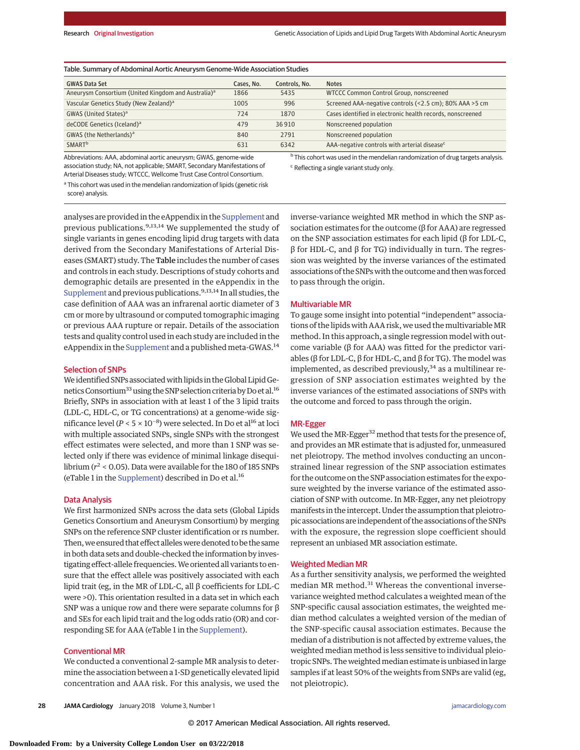Table. Summary of Abdominal Aortic Aneurysm Genome-Wide Association Studies

| GWAS Data Set | Cases, No. | Controls, No. | Notes |
|---|---|---|---|
| Aneurysm Consortium (United Kingdom and Australia)[a] | 1866 | 5435 | WTCCC Common Control Group, nonscreened |
| Vascular Genetics Study (New Zealand)[a] | 1005 | 996 | Screened AAA-negative controls (<2.5 cm); 80% AAA >5 cm |
| GWAS (United States)[a] | 724 | 1870 | Cases identified in electronic health records, nonscreened |
| deCODE Genetics (Iceland)[a] | 479 | 36 910 | Nonscreened population |
| GWAS (the Netherlands)[a] | 840 | 2791 | Nonscreened population |
| SMART[b] | 631 | 6342 | AAA-negative controls with arterial disease[c] |

Abbreviations: AAA, abdominal aortic aneurysm; GWAS, genome-wide association study; NA, not applicable; SMART, Secondary Manifestations of Arterial Diseases study; WTCCC, Wellcome Trust Case Control Consortium.

[a] This cohort was used in the mendelian randomization of lipids (genetic risk score) analysis.

[b] This cohort was used in the mendelian randomization of drug targets analysis.

[c] Reflecting a single variant study only.

analyses are provided in the eAppendix in the Supplement and previous publications.[9,13,14] We supplemented the study of single variants in genes encoding lipid drug targets with data derived from the Secondary Manifestations of Arterial Diseases (SMART) study. The **Table** includes the number of cases and controls in each study. Descriptions of study cohorts and demographic details are presented in the eAppendix in the Supplement and previous publications.[9,13,14] In all studies, the case definition of AAA was an infrarenal aortic diameter of 3 cm or more by ultrasound or computed tomographic imaging or previous AAA rupture or repair. Details of the association tests and quality control used in each study are included in the eAppendix in the Supplement and a published meta-GWAS.[14]

## Selection of SNPs

We identified SNPs associated with lipids in the Global Lipid Genetics Consortium[33] using the SNP selection criteria by Do et al.[16] Briefly, SNPs in association with at least 1 of the 3 lipid traits (LDL-C, HDL-C, or TG concentrations) at a genome-wide significance level ($P < 5 \times 10^{-8}$) were selected. In Do et al[16] at loci with multiple associated SNPs, single SNPs with the strongest effect estimates were selected, and more than 1 SNP was selected only if there was evidence of minimal linkage disequilibrium ($r^2 < 0.05$). Data were available for the 180 of 185 SNPs (eTable 1 in the Supplement) described in Do et al.[16]

## Data Analysis

We first harmonized SNPs across the data sets (Global Lipids Genetics Consortium and Aneurysm Consortium) by merging SNPs on the reference SNP cluster identification or rs number. Then, we ensured that effect alleles were denoted to be the same in both data sets and double-checked the information by investigating effect-allele frequencies. We oriented all variants to ensure that the effect allele was positively associated with each lipid trait (eg, in the MR of LDL-C, all β coefficients for LDL-C were >0). This orientation resulted in a data set in which each SNP was a unique row and there were separate columns for β and SEs for each lipid trait and the log odds ratio (OR) and corresponding SE for AAA (eTable 1 in the Supplement).

## Conventional MR

We conducted a conventional 2-sample MR analysis to determine the association between a 1-SD genetically elevated lipid concentration and AAA risk. For this analysis, we used the inverse-variance weighted MR method in which the SNP association estimates for the outcome (β for AAA) are regressed on the SNP association estimates for each lipid (β for LDL-C, β for HDL-C, and β for TG) individually in turn. The regression was weighted by the inverse variances of the estimated associations of the SNPs with the outcome and then was forced to pass through the origin.

## Multivariable MR

To gauge some insight into potential "independent" associations of the lipids with AAA risk, we used the multivariable MR method. In this approach, a single regression model with outcome variable (β for AAA) was fitted for the predictor variables (β for LDL-C, β for HDL-C, and β for TG). The model was implemented, as described previously,[34] as a multilinear regression of SNP association estimates weighted by the inverse variances of the estimated associations of SNPs with the outcome and forced to pass through the origin.

## MR-Egger

We used the MR-Egger[32] method that tests for the presence of, and provides an MR estimate that is adjusted for, unmeasured net pleiotropy. The method involves conducting an unconstrained linear regression of the SNP association estimates for the outcome on the SNP association estimates for the exposure weighted by the inverse variance of the estimated association of SNP with outcome. In MR-Egger, any net pleiotropy manifests in the intercept. Under the assumption that pleiotropic associations are independent of the associations of the SNPs with the exposure, the regression slope coefficient should represent an unbiased MR association estimate.

## Weighted Median MR

As a further sensitivity analysis, we performed the weighted median MR method.[31] Whereas the conventional inverse-variance weighted method calculates a weighted mean of the SNP-specific causal association estimates, the weighted median method calculates a weighted version of the median of the SNP-specific causal association estimates. Because the median of a distribution is not affected by extreme values, the weighted median method is less sensitive to individual pleiotropic SNPs. The weighted median estimate is unbiased in large samples if at least 50% of the weights from SNPs are valid (eg, not pleiotropic).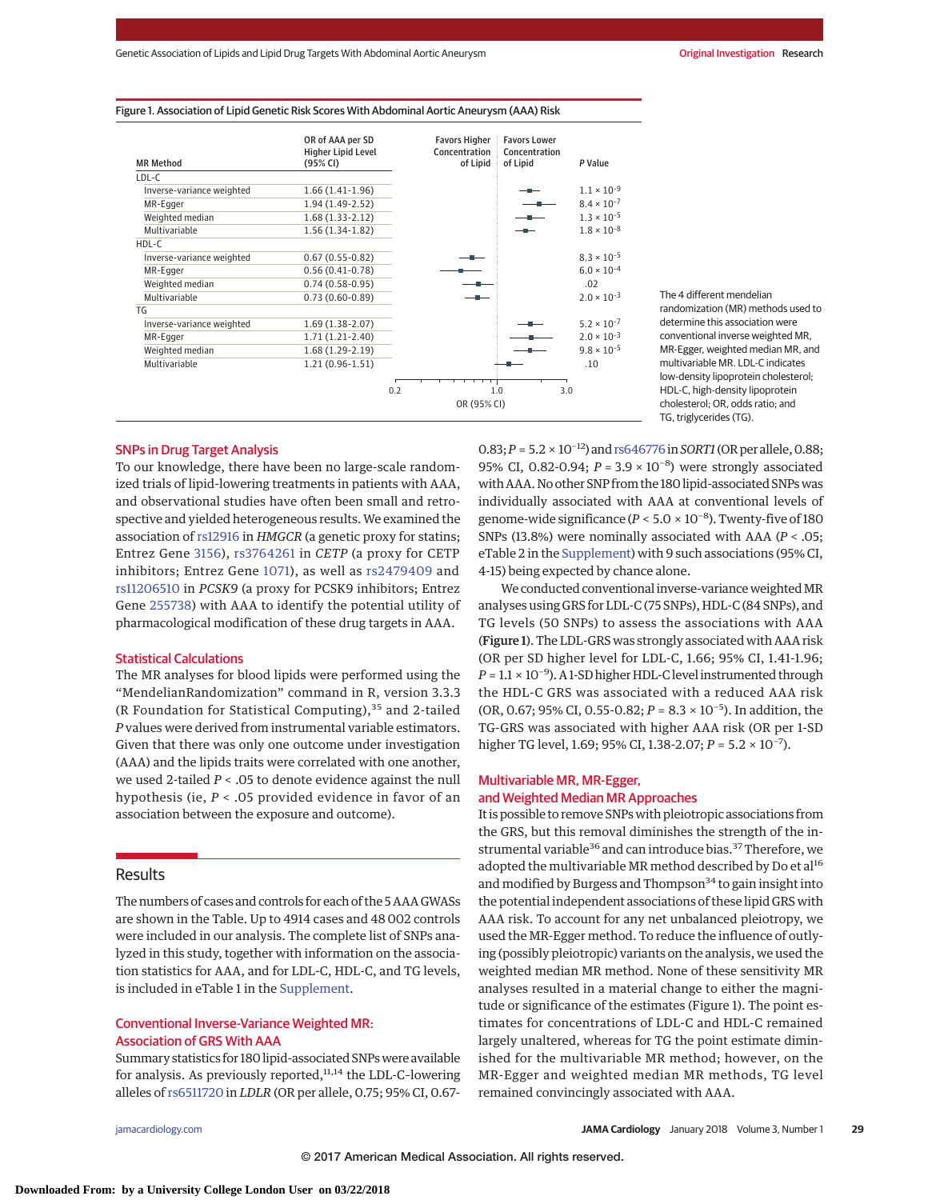Figure 1. Association of Lipid Genetic Risk Scores With Abdominal Aortic Aneurysm (AAA) Risk

| MR Method | OR of AAA per SD Higher Lipid Level (95% CI) | P Value |
|---|---|---|
| **LDL-C** | | |
| Inverse-variance weighted | 1.66 (1.41-1.96) | $1.1 \times 10^{-9}$ |
| MR-Egger | 1.94 (1.49-2.52) | $8.4 \times 10^{-7}$ |
| Weighted median | 1.68 (1.33-2.12) | $1.3 \times 10^{-5}$ |
| Multivariable | 1.56 (1.34-1.82) | $1.8 \times 10^{-8}$ |
| **HDL-C** | | |
| Inverse-variance weighted | 0.67 (0.55-0.82) | $8.3 \times 10^{-5}$ |
| MR-Egger | 0.56 (0.41-0.78) | $6.0 \times 10^{-4}$ |
| Weighted median | 0.74 (0.58-0.95) | .02 |
| Multivariable | 0.73 (0.60-0.89) | $2.0 \times 10^{-3}$ |
| **TG** | | |
| Inverse-variance weighted | 1.69 (1.38-2.07) | $5.2 \times 10^{-7}$ |
| MR-Egger | 1.71 (1.21-2.40) | $2.0 \times 10^{-3}$ |
| Weighted median | 1.68 (1.29-2.19) | $9.8 \times 10^{-5}$ |
| Multivariable | 1.21 (0.96-1.51) | .10 |

The 4 different mendelian randomization (MR) methods used to determine this association were conventional inverse weighted MR, MR-Egger, weighted median MR, and multivariable MR. LDL-C indicates low-density lipoprotein cholesterol; HDL-C, high-density lipoprotein cholesterol; OR, odds ratio; and TG, triglycerides (TG).

### SNPs in Drug Target Analysis

To our knowledge, there have been no large-scale randomized trials of lipid-lowering treatments in patients with AAA, and observational studies have often been small and retrospective and yielded heterogeneous results. We examined the association of rs12916 in *HMGCR* (a genetic proxy for statins; Entrez Gene 3156), rs3764261 in *CETP* (a proxy for CETP inhibitors; Entrez Gene 1071), as well as rs2479409 and rs11206510 in *PCSK9* (a proxy for PCSK9 inhibitors; Entrez Gene 255738) with AAA to identify the potential utility of pharmacological modification of these drug targets in AAA.

### Statistical Calculations

The MR analyses for blood lipids were performed using the "MendelianRandomization" command in R, version 3.3.3 (R Foundation for Statistical Computing),[35] and 2-tailed *P* values were derived from instrumental variable estimators. Given that there was only one outcome under investigation (AAA) and the lipids traits were correlated with one another, we used 2-tailed $P < .05$ to denote evidence against the null hypothesis (ie, $P < .05$ provided evidence in favor of an association between the exposure and outcome).

## Results

The numbers of cases and controls for each of the 5 AAA GWASs are shown in the Table. Up to 4914 cases and 48 002 controls were included in our analysis. The complete list of SNPs analyzed in this study, together with information on the association statistics for AAA, and for LDL-C, HDL-C, and TG levels, is included in eTable 1 in the Supplement.

### Conventional Inverse-Variance Weighted MR: Association of GRS With AAA

Summary statistics for 180 lipid-associated SNPs were available for analysis. As previously reported,[11,14] the LDL-C-lowering alleles of rs6511720 in *LDLR* (OR per allele, 0.75; 95% CI, 0.67-0.83; $P = 5.2 \times 10^{-12}$) and rs646776 in *SORT1* (OR per allele, 0.88; 95% CI, 0.82-0.94; $P = 3.9 \times 10^{-8}$) were strongly associated with AAA. No other SNP from the 180 lipid-associated SNPs was individually associated with AAA at conventional levels of genome-wide significance ($P < 5.0 \times 10^{-8}$). Twenty-five of 180 SNPs (13.8%) were nominally associated with AAA ($P < .05$; eTable 2 in the Supplement) with 9 such associations (95% CI, 4-15) being expected by chance alone.

We conducted conventional inverse-variance weighted MR analyses using GRS for LDL-C (75 SNPs), HDL-C (84 SNPs), and TG levels (50 SNPs) to assess the associations with AAA (**Figure 1**). The LDL-GRS was strongly associated with AAA risk (OR per SD higher level for LDL-C, 1.66; 95% CI, 1.41-1.96; $P = 1.1 \times 10^{-9}$). A 1-SD higher HDL-C level instrumented through the HDL-C GRS was associated with a reduced AAA risk (OR, 0.67; 95% CI, 0.55-0.82; $P = 8.3 \times 10^{-5}$). In addition, the TG-GRS was associated with higher AAA risk (OR per 1-SD higher TG level, 1.69; 95% CI, 1.38-2.07; $P = 5.2 \times 10^{-7}$).

### Multivariable MR, MR-Egger, and Weighted Median MR Approaches

It is possible to remove SNPs with pleiotropic associations from the GRS, but this removal diminishes the strength of the instrumental variable[36] and can introduce bias.[37] Therefore, we adopted the multivariable MR method described by Do et al[16] and modified by Burgess and Thompson[34] to gain insight into the potential independent associations of these lipid GRS with AAA risk. To account for any net unbalanced pleiotropy, we used the MR-Egger method. To reduce the influence of outlying (possibly pleiotropic) variants on the analysis, we used the weighted median MR method. None of these sensitivity MR analyses resulted in a material change to either the magnitude or significance of the estimates (Figure 1). The point estimates for concentrations of LDL-C and HDL-C remained largely unaltered, whereas for TG the point estimate diminished for the multivariable MR method; however, on the MR-Egger and weighted median MR methods, TG level remained convincingly associated with AAA.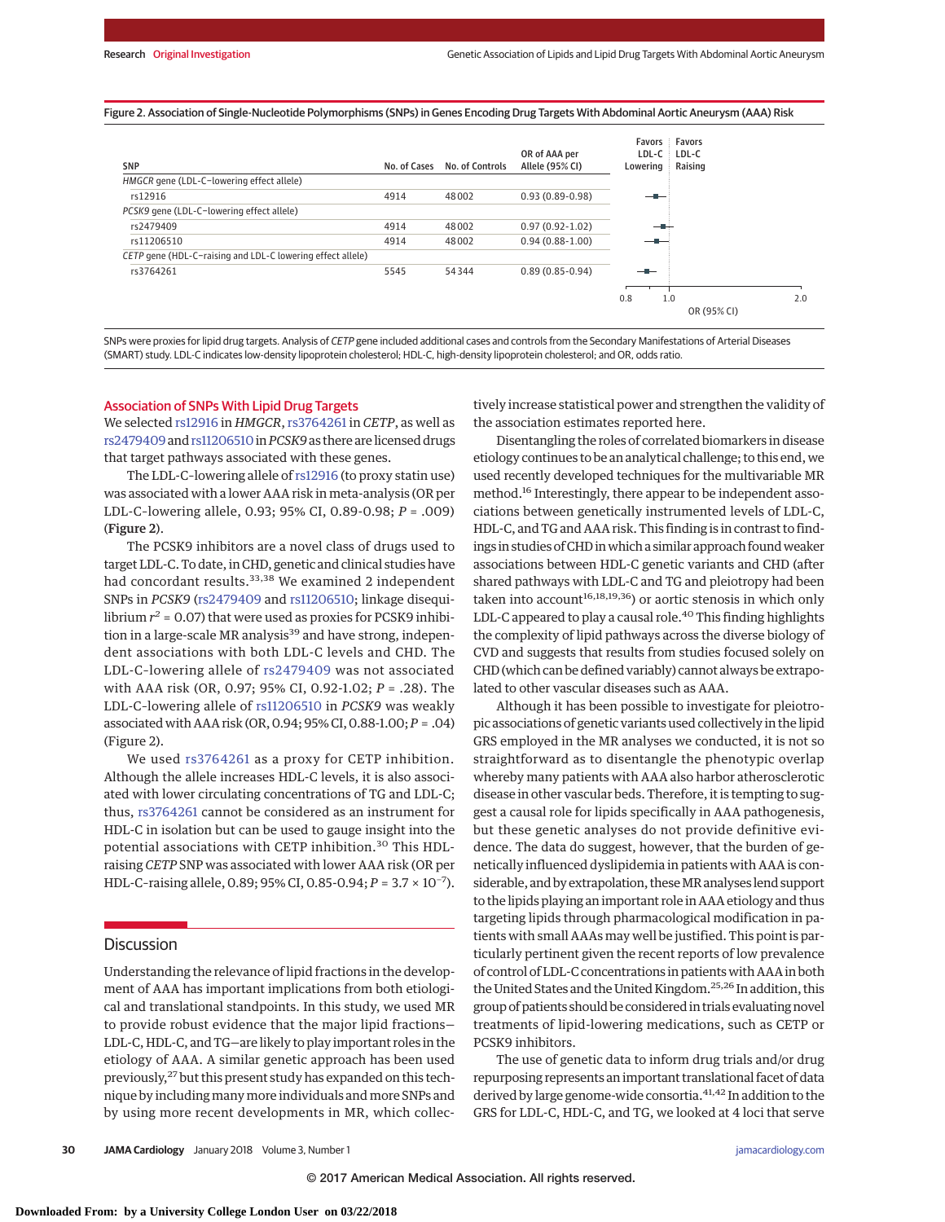Figure 2. Association of Single-Nucleotide Polymorphisms (SNPs) in Genes Encoding Drug Targets With Abdominal Aortic Aneurysm (AAA) Risk

| SNP | No. of Cases | No. of Controls | OR of AAA per Allele (95% CI) |
|---|---|---|---|
| *HMGCR* gene (LDL-C–lowering effect allele) | | | |
| rs12916 | 4914 | 48 002 | 0.93 (0.89-0.98) |
| *PCSK9* gene (LDL-C–lowering effect allele) | | | |
| rs2479409 | 4914 | 48 002 | 0.97 (0.92-1.02) |
| rs11206510 | 4914 | 48 002 | 0.94 (0.88-1.00) |
| *CETP* gene (HDL-C–raising and LDL-C lowering effect allele) | | | |
| rs3764261 | 5545 | 54 344 | 0.89 (0.85-0.94) |

Favors LDL-C Lowering
Favors LDL-C Raising
0.8
1.0
2.0
OR (95% CI)

SNPs were proxies for lipid drug targets. Analysis of *CETP* gene included additional cases and controls from the Secondary Manifestations of Arterial Diseases (SMART) study. LDL-C indicates low-density lipoprotein cholesterol; HDL-C, high-density lipoprotein cholesterol; and OR, odds ratio.

### Association of SNPs With Lipid Drug Targets

We selected rs12916 in *HMGCR*, rs3764261 in *CETP*, as well as rs2479409 and rs11206510 in *PCSK9* as there are licensed drugs that target pathways associated with these genes.

The LDL-C-lowering allele of rs12916 (to proxy statin use) was associated with a lower AAA risk in meta-analysis (OR per LDL-C-lowering allele, 0.93; 95% CI, 0.89-0.98; $P = .009$) (**Figure 2**).

The PCSK9 inhibitors are a novel class of drugs used to target LDL-C. To date, in CHD, genetic and clinical studies have had concordant results.[33,38] We examined 2 independent SNPs in *PCSK9* (rs2479409 and rs11206510; linkage disequilibrium $r^2 = 0.07$) that were used as proxies for PCSK9 inhibition in a large-scale MR analysis[39] and have strong, independent associations with both LDL-C levels and CHD. The LDL-C-lowering allele of rs2479409 was not associated with AAA risk (OR, 0.97; 95% CI, 0.92-1.02; $P = .28$). The LDL-C-lowering allele of rs11206510 in *PCSK9* was weakly associated with AAA risk (OR, 0.94; 95% CI, 0.88-1.00; $P = .04$) (Figure 2).

We used rs3764261 as a proxy for CETP inhibition. Although the allele increases HDL-C levels, it is also associated with lower circulating concentrations of TG and LDL-C; thus, rs3764261 cannot be considered as an instrument for HDL-C in isolation but can be used to gauge insight into the potential associations with CETP inhibition.[30] This HDL-raising *CETP* SNP was associated with lower AAA risk (OR per HDL-C-raising allele, 0.89; 95% CI, 0.85-0.94; $P = 3.7 \times 10^{-7}$).

## Discussion

Understanding the relevance of lipid fractions in the development of AAA has important implications from both etiological and translational standpoints. In this study, we used MR to provide robust evidence that the major lipid fractions—LDL-C, HDL-C, and TG—are likely to play important roles in the etiology of AAA. A similar genetic approach has been used previously,[27] but this present study has expanded on this technique by including many more individuals and more SNPs and by using more recent developments in MR, which collectively increase statistical power and strengthen the validity of the association estimates reported here.

Disentangling the roles of correlated biomarkers in disease etiology continues to be an analytical challenge; to this end, we used recently developed techniques for the multivariable MR method.[16] Interestingly, there appear to be independent associations between genetically instrumented levels of LDL-C, HDL-C, and TG and AAA risk. This finding is in contrast to findings in studies of CHD in which a similar approach found weaker associations between HDL-C genetic variants and CHD (after shared pathways with LDL-C and TG and pleiotropy had been taken into account[16,18,19,36]) or aortic stenosis in which only LDL-C appeared to play a causal role.[40] This finding highlights the complexity of lipid pathways across the diverse biology of CVD and suggests that results from studies focused solely on CHD (which can be defined variably) cannot always be extrapolated to other vascular diseases such as AAA.

Although it has been possible to investigate for pleiotropic associations of genetic variants used collectively in the lipid GRS employed in the MR analyses we conducted, it is not so straightforward to disentangle the phenotypic overlap whereby many patients with AAA also harbor atherosclerotic disease in other vascular beds. Therefore, it is tempting to suggest a causal role for lipids specifically in AAA pathogenesis, but these genetic analyses do not provide definitive evidence. The data do suggest, however, that the burden of genetically influenced dyslipidemia in patients with AAA is considerable, and by extrapolation, these MR analyses lend support to the lipids playing an important role in AAA etiology and thus targeting lipids through pharmacological modification in patients with small AAAs may well be justified. This point is particularly pertinent given the recent reports of low prevalence of control of LDL-C concentrations in patients with AAA in both the United States and the United Kingdom.[25,26] In addition, this group of patients should be considered in trials evaluating novel treatments of lipid-lowering medications, such as CETP or PCSK9 inhibitors.

The use of genetic data to inform drug trials and/or drug repurposing represents an important translational facet of data derived by large genome-wide consortia.[41,42] In addition to the GRS for LDL-C, HDL-C, and TG, we looked at 4 loci that serve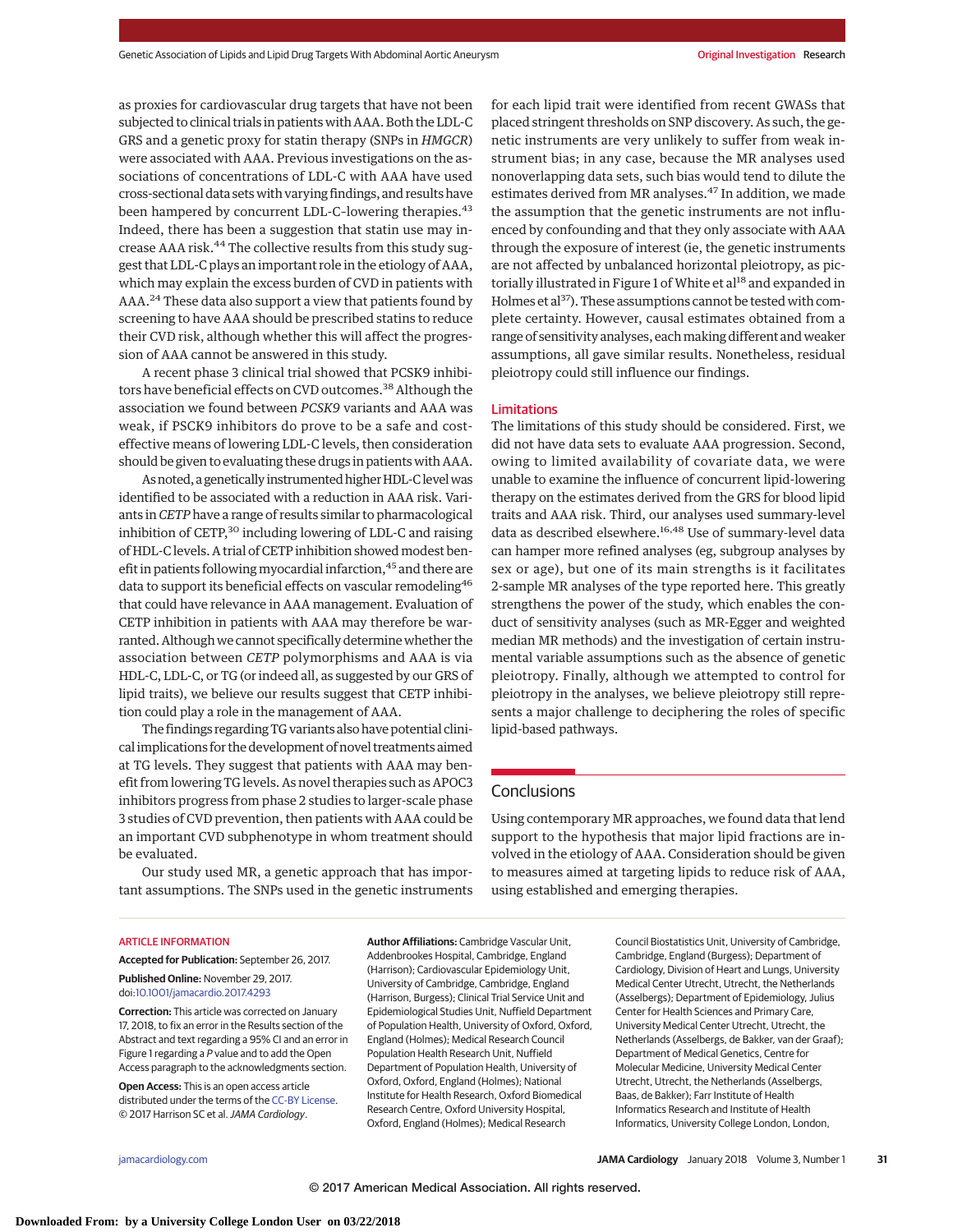as proxies for cardiovascular drug targets that have not been subjected to clinical trials in patients with AAA. Both the LDL-C GRS and a genetic proxy for statin therapy (SNPs in *HMGCR*) were associated with AAA. Previous investigations on the associations of concentrations of LDL-C with AAA have used cross-sectional data sets with varying findings, and results have been hampered by concurrent LDL-C–lowering therapies.[43] Indeed, there has been a suggestion that statin use may increase AAA risk.[44] The collective results from this study suggest that LDL-C plays an important role in the etiology of AAA, which may explain the excess burden of CVD in patients with AAA.[24] These data also support a view that patients found by screening to have AAA should be prescribed statins to reduce their CVD risk, although whether this will affect the progression of AAA cannot be answered in this study.

A recent phase 3 clinical trial showed that PCSK9 inhibitors have beneficial effects on CVD outcomes.[38] Although the association we found between *PCSK9* variants and AAA was weak, if PSCK9 inhibitors do prove to be a safe and cost-effective means of lowering LDL-C levels, then consideration should be given to evaluating these drugs in patients with AAA.

As noted, a genetically instrumented higher HDL-C level was identified to be associated with a reduction in AAA risk. Variants in *CETP* have a range of results similar to pharmacological inhibition of CETP,[30] including lowering of LDL-C and raising of HDL-C levels. A trial of CETP inhibition showed modest benefit in patients following myocardial infarction,[45] and there are data to support its beneficial effects on vascular remodeling[46] that could have relevance in AAA management. Evaluation of CETP inhibition in patients with AAA may therefore be warranted. Although we cannot specifically determine whether the association between *CETP* polymorphisms and AAA is via HDL-C, LDL-C, or TG (or indeed all, as suggested by our GRS of lipid traits), we believe our results suggest that CETP inhibition could play a role in the management of AAA.

The findings regarding TG variants also have potential clinical implications for the development of novel treatments aimed at TG levels. They suggest that patients with AAA may benefit from lowering TG levels. As novel therapies such as APOC3 inhibitors progress from phase 2 studies to larger-scale phase 3 studies of CVD prevention, then patients with AAA could be an important CVD subphenotype in whom treatment should be evaluated.

Our study used MR, a genetic approach that has important assumptions. The SNPs used in the genetic instruments for each lipid trait were identified from recent GWASs that placed stringent thresholds on SNP discovery. As such, the genetic instruments are very unlikely to suffer from weak instrument bias; in any case, because the MR analyses used nonoverlapping data sets, such bias would tend to dilute the estimates derived from MR analyses.[47] In addition, we made the assumption that the genetic instruments are not influenced by confounding and that they only associate with AAA through the exposure of interest (ie, the genetic instruments are not affected by unbalanced horizontal pleiotropy, as pictorially illustrated in Figure 1 of White et al[18] and expanded in Holmes et al[37]). These assumptions cannot be tested with complete certainty. However, causal estimates obtained from a range of sensitivity analyses, each making different and weaker assumptions, all gave similar results. Nonetheless, residual pleiotropy could still influence our findings.

## Limitations

The limitations of this study should be considered. First, we did not have data sets to evaluate AAA progression. Second, owing to limited availability of covariate data, we were unable to examine the influence of concurrent lipid-lowering therapy on the estimates derived from the GRS for blood lipid traits and AAA risk. Third, our analyses used summary-level data as described elsewhere.[16,48] Use of summary-level data can hamper more refined analyses (eg, subgroup analyses by sex or age), but one of its main strengths is it facilitates 2-sample MR analyses of the type reported here. This greatly strengthens the power of the study, which enables the conduct of sensitivity analyses (such as MR-Egger and weighted median MR methods) and the investigation of certain instrumental variable assumptions such as the absence of genetic pleiotropy. Finally, although we attempted to control for pleiotropy in the analyses, we believe pleiotropy still represents a major challenge to deciphering the roles of specific lipid-based pathways.

## Conclusions

Using contemporary MR approaches, we found data that lend support to the hypothesis that major lipid fractions are involved in the etiology of AAA. Consideration should be given to measures aimed at targeting lipids to reduce risk of AAA, using established and emerging therapies.

ARTICLE INFORMATION

**Accepted for Publication:** September 26, 2017.

**Published Online:** November 29, 2017. doi:10.1001/jamacardio.2017.4293

**Correction:** This article was corrected on January 17, 2018, to fix an error in the Results section of the Abstract and text regarding a 95% CI and an error in Figure 1 regarding a *P* value and to add the Open Access paragraph to the acknowledgments section.

**Open Access:** This is an open access article distributed under the terms of the CC-BY License. © 2017 Harrison SC et al. *JAMA Cardiology*.

**Author Affiliations:** Cambridge Vascular Unit, Addenbrookes Hospital, Cambridge, England (Harrison); Cardiovascular Epidemiology Unit, University of Cambridge, Cambridge, England (Harrison, Burgess); Clinical Trial Service Unit and Epidemiological Studies Unit, Nuffield Department of Population Health, University of Oxford, Oxford, England (Holmes); Medical Research Council Population Health Research Unit, Nuffield Department of Population Health, University of Oxford, Oxford, England (Holmes); National Institute for Health Research, Oxford Biomedical Research Centre, Oxford University Hospital, Oxford, England (Holmes); Medical Research Council Biostatistics Unit, University of Cambridge, Cambridge, England (Burgess); Department of Cardiology, Division of Heart and Lungs, University Medical Center Utrecht, Utrecht, the Netherlands (Asselbergs); Department of Epidemiology, Julius Center for Health Sciences and Primary Care, University Medical Center Utrecht, Utrecht, the Netherlands (Asselbergs, de Bakker, van der Graaf); Department of Medical Genetics, Centre for Molecular Medicine, University Medical Center Utrecht, Utrecht, the Netherlands (Asselbergs, Baas, de Bakker); Farr Institute of Health Informatics Research and Institute of Health Informatics, University College London, London,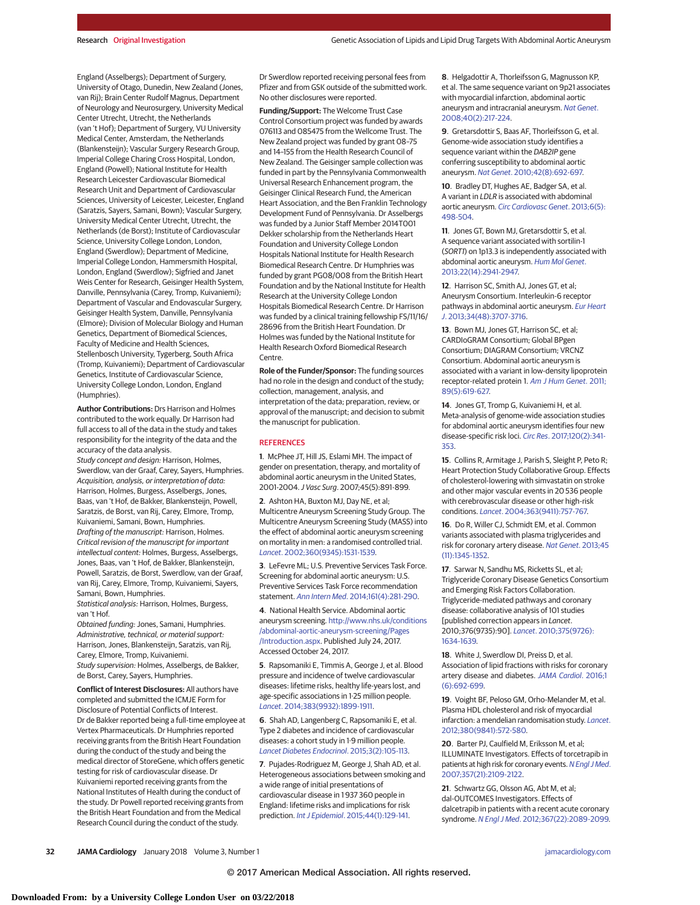England (Asselbergs); Department of Surgery, University of Otago, Dunedin, New Zealand (Jones, van Rij); Brain Center Rudolf Magnus, Department of Neurology and Neurosurgery, University Medical Center Utrecht, Utrecht, the Netherlands (van 't Hof); Department of Surgery, VU University Medical Center, Amsterdam, the Netherlands (Blankensteijn); Vascular Surgery Research Group, Imperial College Charing Cross Hospital, London, England (Powell); National Institute for Health Research Leicester Cardiovascular Biomedical Research Unit and Department of Cardiovascular Sciences, University of Leicester, Leicester, England (Saratzis, Sayers, Samani, Bown); Vascular Surgery, University Medical Center Utrecht, Utrecht, the Netherlands (de Borst); Institute of Cardiovascular Science, University College London, London, England (Swerdlow); Department of Medicine, Imperial College London, Hammersmith Hospital, London, England (Swerdlow); Sigfried and Janet Weis Center for Research, Geisinger Health System, Danville, Pennsylvania (Carey, Tromp, Kuivaniemi); Department of Vascular and Endovascular Surgery, Geisinger Health System, Danville, Pennsylvania (Elmore); Division of Molecular Biology and Human Genetics, Department of Biomedical Sciences, Faculty of Medicine and Health Sciences, Stellenbosch University, Tygerberg, South Africa (Tromp, Kuivaniemi); Department of Cardiovascular Genetics, Institute of Cardiovascular Science, University College London, London, England (Humphries).

**Author Contributions:** Drs Harrison and Holmes contributed to the work equally. Dr Harrison had full access to all of the data in the study and takes responsibility for the integrity of the data and the accuracy of the data analysis.
*Study concept and design:* Harrison, Holmes, Swerdlow, van der Graaf, Carey, Sayers, Humphries.
*Acquisition, analysis, or interpretation of data:* Harrison, Holmes, Burgess, Asselbergs, Jones, Baas, van 't Hof, de Bakker, Blankensteijn, Powell, Saratzis, de Borst, van Rij, Carey, Elmore, Tromp, Kuivaniemi, Samani, Bown, Humphries.
*Drafting of the manuscript:* Harrison, Holmes.
*Critical revision of the manuscript for important intellectual content:* Holmes, Burgess, Asselbergs, Jones, Baas, van 't Hof, de Bakker, Blankensteijn, Powell, Saratzis, de Borst, Swerdlow, van der Graaf, van Rij, Carey, Elmore, Tromp, Kuivaniemi, Sayers, Samani, Bown, Humphries.
*Statistical analysis:* Harrison, Holmes, Burgess, van 't Hof.
*Obtained funding:* Jones, Samani, Humphries.
*Administrative, technical, or material support:* Harrison, Jones, Blankensteijn, Saratzis, van Rij, Carey, Elmore, Tromp, Kuivaniemi.
*Study supervision:* Holmes, Asselbergs, de Bakker, de Borst, Carey, Sayers, Humphries.

**Conflict of Interest Disclosures:** All authors have completed and submitted the ICMJE Form for Disclosure of Potential Conflicts of Interest. Dr de Bakker reported being a full-time employee at Vertex Pharmaceuticals. Dr Humphries reported receiving grants from the British Heart Foundation during the conduct of the study and being the medical director of StoreGene, which offers genetic testing for risk of cardiovascular disease. Dr Kuivaniemi reported receiving grants from the National Institutes of Health during the conduct of the study. Dr Powell reported receiving grants from the British Heart Foundation and from the Medical Research Council during the conduct of the study. Dr Swerdlow reported receiving personal fees from Pfizer and from GSK outside of the submitted work. No other disclosures were reported.

**Funding/Support:** The Welcome Trust Case Control Consortium project was funded by awards 076113 and 085475 from the Wellcome Trust. The New Zealand project was funded by grant 08-75 and 14–155 from the Health Research Council of New Zealand. The Geisinger sample collection was funded in part by the Pennsylvania Commonwealth Universal Research Enhancement program, the Geisinger Clinical Research Fund, the American Heart Association, and the Ben Franklin Technology Development Fund of Pennsylvania. Dr Asselbergs was funded by a Junior Staff Member 2014T001 Dekker scholarship from the Netherlands Heart Foundation and University College London Hospitals National Institute for Health Research Biomedical Research Centre. Dr Humphries was funded by grant PG08/008 from the British Heart Foundation and by the National Institute for Health Research at the University College London Hospitals Biomedical Research Centre. Dr Harrison was funded by a clinical training fellowship FS/11/16/28696 from the British Heart Foundation. Dr Holmes was funded by the National Institute for Health Research Oxford Biomedical Research Centre.

**Role of the Funder/Sponsor:** The funding sources had no role in the design and conduct of the study; collection, management, analysis, and interpretation of the data; preparation, review, or approval of the manuscript; and decision to submit the manuscript for publication.

## REFERENCES

1. McPhee JT, Hill JS, Eslami MH. The impact of gender on presentation, therapy, and mortality of abdominal aortic aneurysm in the United States, 2001-2004. *J Vasc Surg*. 2007;45(5):891-899.

2. Ashton HA, Buxton MJ, Day NE, et al; Multicentre Aneurysm Screening Study Group. The Multicentre Aneurysm Screening Study (MASS) into the effect of abdominal aortic aneurysm screening on mortality in men: a randomised controlled trial. *Lancet*. 2002;360(9345):1531-1539.

3. LeFevre ML; U.S. Preventive Services Task Force. Screening for abdominal aortic aneurysm: U.S. Preventive Services Task Force recommendation statement. *Ann Intern Med*. 2014;161(4):281-290.

4. National Health Service. Abdominal aortic aneurysm screening. http://www.nhs.uk/conditions/abdominal-aortic-aneurysm-screening/Pages/Introduction.aspx. Published July 24, 2017. Accessed October 24, 2017.

5. Rapsomaniki E, Timmis A, George J, et al. Blood pressure and incidence of twelve cardiovascular diseases: lifetime risks, healthy life-years lost, and age-specific associations in 1·25 million people. *Lancet*. 2014;383(9932):1899-1911.

6. Shah AD, Langenberg C, Rapsomaniki E, et al. Type 2 diabetes and incidence of cardiovascular diseases: a cohort study in 1·9 million people. *Lancet Diabetes Endocrinol*. 2015;3(2):105-113.

7. Pujades-Rodriguez M, George J, Shah AD, et al. Heterogeneous associations between smoking and a wide range of initial presentations of cardiovascular disease in 1 937 360 people in England: lifetime risks and implications for risk prediction. *Int J Epidemiol*. 2015;44(1):129-141.

8. Helgadottir A, Thorleifsson G, Magnusson KP, et al. The same sequence variant on 9p21 associates with myocardial infarction, abdominal aortic aneurysm and intracranial aneurysm. *Nat Genet*. 2008;40(2):217-224.

9. Gretarsdottir S, Baas AF, Thorleifsson G, et al. Genome-wide association study identifies a sequence variant within the *DAB2IP* gene conferring susceptibility to abdominal aortic aneurysm. *Nat Genet*. 2010;42(8):692-697.

10. Bradley DT, Hughes AE, Badger SA, et al. A variant in *LDLR* is associated with abdominal aortic aneurysm. *Circ Cardiovasc Genet*. 2013;6(5):498-504.

11. Jones GT, Bown MJ, Gretarsdottir S, et al. A sequence variant associated with sortilin-1 (*SORT1*) on 1p13.3 is independently associated with abdominal aortic aneurysm. *Hum Mol Genet*. 2013;22(14):2941-2947.

12. Harrison SC, Smith AJ, Jones GT, et al; Aneurysm Consortium. Interleukin-6 receptor pathways in abdominal aortic aneurysm. *Eur Heart J*. 2013;34(48):3707-3716.

13. Bown MJ, Jones GT, Harrison SC, et al; CARDIoGRAM Consortium; Global BPgen Consortium; DIAGRAM Consortium; VRCNZ Consortium. Abdominal aortic aneurysm is associated with a variant in low-density lipoprotein receptor-related protein 1. *Am J Hum Genet*. 2011;89(5):619-627.

14. Jones GT, Tromp G, Kuivaniemi H, et al. Meta-analysis of genome-wide association studies for abdominal aortic aneurysm identifies four new disease-specific risk loci. *Circ Res*. 2017;120(2):341-353.

15. Collins R, Armitage J, Parish S, Sleight P, Peto R; Heart Protection Study Collaborative Group. Effects of cholesterol-lowering with simvastatin on stroke and other major vascular events in 20 536 people with cerebrovascular disease or other high-risk conditions. *Lancet*. 2004;363(9411):757-767.

16. Do R, Willer CJ, Schmidt EM, et al. Common variants associated with plasma triglycerides and risk for coronary artery disease. *Nat Genet*. 2013;45(11):1345-1352.

17. Sarwar N, Sandhu MS, Ricketts SL, et al; Triglyceride Coronary Disease Genetics Consortium and Emerging Risk Factors Collaboration. Triglyceride-mediated pathways and coronary disease: collaborative analysis of 101 studies [published correction appears in *Lancet*. 2010;376(9735):90]. *Lancet*. 2010;375(9726):1634-1639.

18. White J, Swerdlow DI, Preiss D, et al. Association of lipid fractions with risks for coronary artery disease and diabetes. *JAMA Cardiol*. 2016;1(6):692-699.

19. Voight BF, Peloso GM, Orho-Melander M, et al. Plasma HDL cholesterol and risk of myocardial infarction: a mendelian randomisation study. *Lancet*. 2012;380(9841):572-580.

20. Barter PJ, Caulfield M, Eriksson M, et al; ILLUMINATE Investigators. Effects of torcetrapib in patients at high risk for coronary events. *N Engl J Med*. 2007;357(21):2109-2122.

21. Schwartz GG, Olsson AG, Abt M, et al; dal-OUTCOMES Investigators. Effects of dalcetrapib in patients with a recent acute coronary syndrome. *N Engl J Med*. 2012;367(22):2089-2099.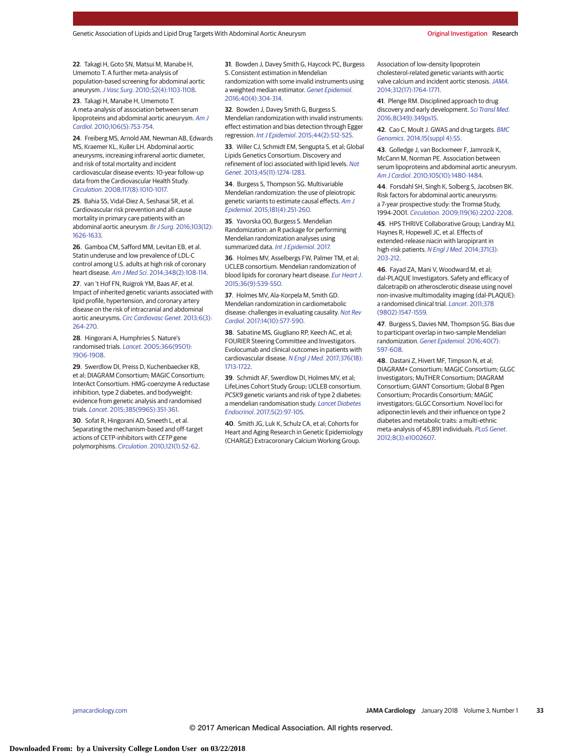22. Takagi H, Goto SN, Matsui M, Manabe H, Umemoto T. A further meta-analysis of population-based screening for abdominal aortic aneurysm. *J Vasc Surg*. 2010;52(4):1103-1108.

23. Takagi H, Manabe H, Umemoto T. A meta-analysis of association between serum lipoproteins and abdominal aortic aneurysm. *Am J Cardiol*. 2010;106(5):753-754.

24. Freiberg MS, Arnold AM, Newman AB, Edwards MS, Kraemer KL, Kuller LH. Abdominal aortic aneurysms, increasing infrarenal aortic diameter, and risk of total mortality and incident cardiovascular disease events: 10-year follow-up data from the Cardiovascular Health Study. *Circulation*. 2008;117(8):1010-1017.

25. Bahia SS, Vidal-Diez A, Seshasai SR, et al. Cardiovascular risk prevention and all-cause mortality in primary care patients with an abdominal aortic aneurysm. *Br J Surg*. 2016;103(12):1626-1633.

26. Gamboa CM, Safford MM, Levitan EB, et al. Statin underuse and low prevalence of LDL-C control among U.S. adults at high risk of coronary heart disease. *Am J Med Sci*. 2014;348(2):108-114.

27. van 't Hof FN, Ruigrok YM, Baas AF, et al. Impact of inherited genetic variants associated with lipid profile, hypertension, and coronary artery disease on the risk of intracranial and abdominal aortic aneurysms. *Circ Cardiovasc Genet*. 2013;6(3):264-270.

28. Hingorani A, Humphries S. Nature's randomised trials. *Lancet*. 2005;366(9501):1906-1908.

29. Swerdlow DI, Preiss D, Kuchenbaecker KB, et al; DIAGRAM Consortium; MAGIC Consortium; InterAct Consortium. HMG-coenzyme A reductase inhibition, type 2 diabetes, and bodyweight: evidence from genetic analysis and randomised trials. *Lancet*. 2015;385(9965):351-361.

30. Sofat R, Hingorani AD, Smeeth L, et al. Separating the mechanism-based and off-target actions of CETP-inhibitors with *CETP* gene polymorphisms. *Circulation*. 2010;121(1):52-62.

31. Bowden J, Davey Smith G, Haycock PC, Burgess S. Consistent estimation in Mendelian randomization with some invalid instruments using a weighted median estimator. *Genet Epidemiol*. 2016;40(4):304-314.

32. Bowden J, Davey Smith G, Burgess S. Mendelian randomization with invalid instruments: effect estimation and bias detection through Egger regression. *Int J Epidemiol*. 2015;44(2):512-525.

33. Willer CJ, Schmidt EM, Sengupta S, et al; Global Lipids Genetics Consortium. Discovery and refinement of loci associated with lipid levels. *Nat Genet*. 2013;45(11):1274-1283.

34. Burgess S, Thompson SG. Multivariable Mendelian randomization: the use of pleiotropic genetic variants to estimate causal effects. *Am J Epidemiol*. 2015;181(4):251-260.

35. Yavorska OO, Burgess S. Mendelian Randomization: an R package for performing Mendelian randomization analyses using summarized data. *Int J Epidemiol*. 2017.

36. Holmes MV, Asselbergs FW, Palmer TM, et al; UCLEB consortium. Mendelian randomization of blood lipids for coronary heart disease. *Eur Heart J*. 2015;36(9):539-550.

37. Holmes MV, Ala-Korpela M, Smith GD. Mendelian randomization in cardiometabolic disease: challenges in evaluating causality. *Nat Rev Cardiol*. 2017;14(10):577-590.

38. Sabatine MS, Giugliano RP, Keech AC, et al; FOURIER Steering Committee and Investigators. Evolocumab and clinical outcomes in patients with cardiovascular disease. *N Engl J Med*. 2017;376(18):1713-1722.

39. Schmidt AF, Swerdlow DI, Holmes MV, et al; LifeLines Cohort Study Group; UCLEB consortium. *PCSK9* genetic variants and risk of type 2 diabetes: a mendelian randomisation study. *Lancet Diabetes Endocrinol*. 2017;5(2):97-105.

40. Smith JG, Luk K, Schulz CA, et al; Cohorts for Heart and Aging Research in Genetic Epidemiology (CHARGE) Extracoronary Calcium Working Group. Association of low-density lipoprotein cholesterol-related genetic variants with aortic valve calcium and incident aortic stenosis. *JAMA*. 2014;312(17):1764-1771.

41. Plenge RM. Disciplined approach to drug discovery and early development. *Sci Transl Med*. 2016;8(349):349ps15.

42. Cao C, Moult J. GWAS and drug targets. *BMC Genomics*. 2014;15(suppl 4):S5.

43. Golledge J, van Bockxmeer F, Jamrozik K, McCann M, Norman PE. Association between serum lipoproteins and abdominal aortic aneurysm. *Am J Cardiol*. 2010;105(10):1480-1484.

44. Forsdahl SH, Singh K, Solberg S, Jacobsen BK. Risk factors for abdominal aortic aneurysms: a 7-year prospective study: the Tromsø Study, 1994-2001. *Circulation*. 2009;119(16):2202-2208.

45. HPS THRIVE Collaborative Group; Landray MJ, Haynes R, Hopewell JC, et al. Effects of extended-release niacin with laropiprant in high-risk patients. *N Engl J Med*. 2014;371(3):203-212.

46. Fayad ZA, Mani V, Woodward M, et al; dal-PLAQUE Investigators. Safety and efficacy of dalcetrapib on atherosclerotic disease using novel non-invasive multimodality imaging (dal-PLAQUE): a randomised clinical trial. *Lancet*. 2011;378(9802):1547-1559.

47. Burgess S, Davies NM, Thompson SG. Bias due to participant overlap in two-sample Mendelian randomization. *Genet Epidemiol*. 2016;40(7):597-608.

48. Dastani Z, Hivert MF, Timpson N, et al; DIAGRAM+ Consortium; MAGIC Consortium; GLGC Investigators; MuTHER Consortium; DIAGRAM Consortium; GIANT Consortium; Global B Pgen Consortium; Procardis Consortium; MAGIC investigators; GLGC Consortium. Novel loci for adiponectin levels and their influence on type 2 diabetes and metabolic traits: a multi-ethnic meta-analysis of 45,891 individuals. *PLoS Genet*. 2012;8(3):e1002607.